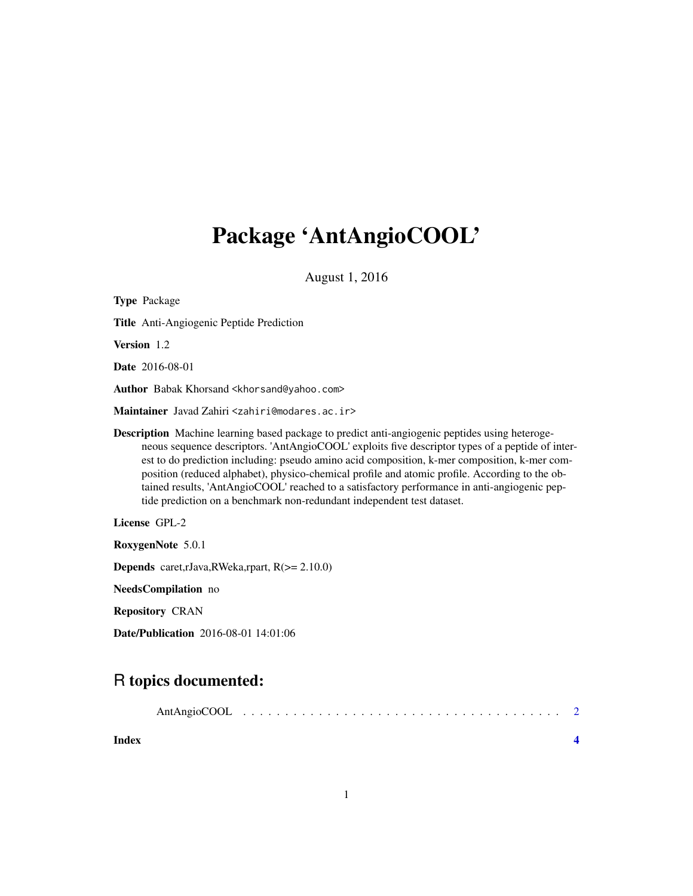# Package 'AntAngioCOOL'

August 1, 2016

**Type** Package

**Title** Anti-Angiogenic Peptide Prediction

**Version** 1.2

**Date** 2016-08-01

**Author** Babak Khorsand <khorsand@yahoo.com>

**Maintainer** Javad Zahiri <zahiri@modares.ac.ir>

**Description** Machine learning based package to predict anti-angiogenic peptides using heterogeneous sequence descriptors. 'AntAngioCOOL' exploits five descriptor types of a peptide of interest to do prediction including: pseudo amino acid composition, k-mer composition, k-mer composition (reduced alphabet), physico-chemical profile and atomic profile. According to the obtained results, 'AntAngioCOOL' reached to a satisfactory performance in anti-angiogenic peptide prediction on a benchmark non-redundant independent test dataset.

**License** GPL-2

**RoxygenNote** 5.0.1

**Depends** caret,rJava,RWeka,rpart, R(>= 2.10.0)

**NeedsCompilation** no

**Repository** CRAN

**Date/Publication** 2016-08-01 14:01:06

## R topics documented:

AntAngioCOOL . . . . . . . . . . . . . . . . . . . . . . . . . . . . . . . . . . . . . 2

**Index** **4**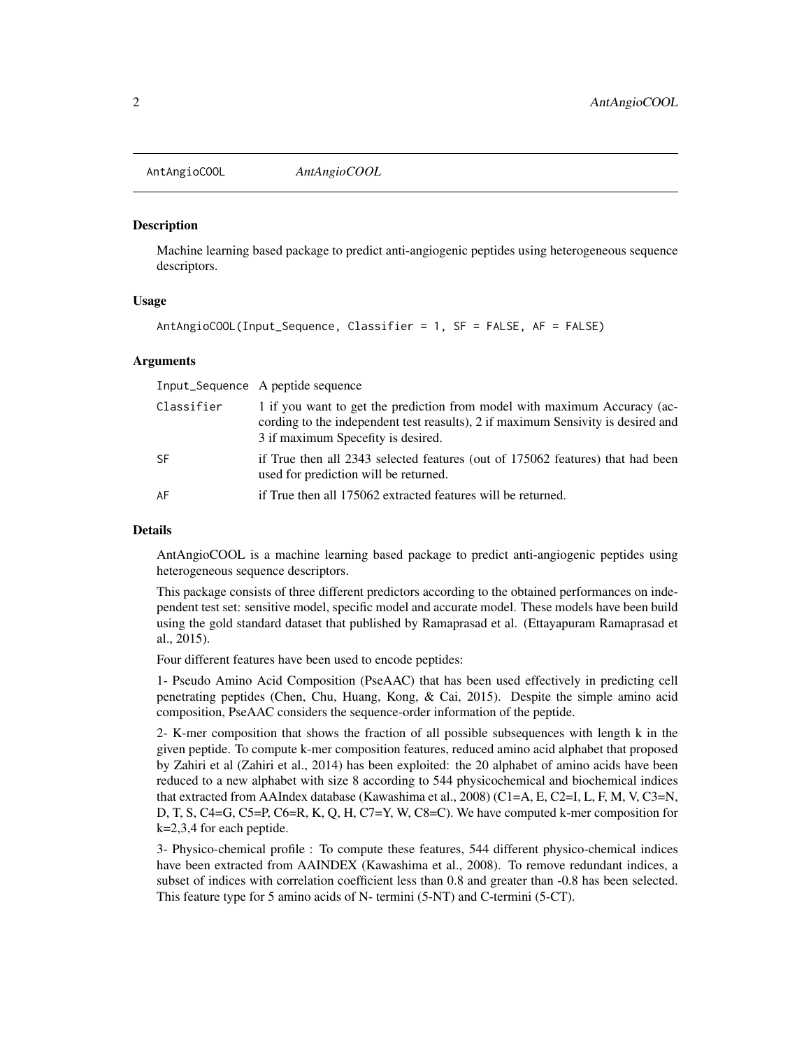AntAngioCOOL *AntAngioCOOL*

## Description

Machine learning based package to predict anti-angiogenic peptides using heterogeneous sequence descriptors.

## Usage

```
AntAngioCOOL(Input_Sequence, Classifier = 1, SF = FALSE, AF = FALSE)
```

## Arguments

| | |
|---|---|
| Input_Sequence | A peptide sequence |
| Classifier | 1 if you want to get the prediction from model with maximum Accuracy (according to the independent test reasults), 2 if maximum Sensivity is desired and 3 if maximum Specefity is desired. |
| SF | if True then all 2343 selected features (out of 175062 features) that had been used for prediction will be returned. |
| AF | if True then all 175062 extracted features will be returned. |

## Details

AntAngioCOOL is a machine learning based package to predict anti-angiogenic peptides using heterogeneous sequence descriptors.

This package consists of three different predictors according to the obtained performances on independent test set: sensitive model, specific model and accurate model. These models have been build using the gold standard dataset that published by Ramaprasad et al. (Ettayapuram Ramaprasad et al., 2015).

Four different features have been used to encode peptides:

1- Pseudo Amino Acid Composition (PseAAC) that has been used effectively in predicting cell penetrating peptides (Chen, Chu, Huang, Kong, & Cai, 2015). Despite the simple amino acid composition, PseAAC considers the sequence-order information of the peptide.

2- K-mer composition that shows the fraction of all possible subsequences with length k in the given peptide. To compute k-mer composition features, reduced amino acid alphabet that proposed by Zahiri et al (Zahiri et al., 2014) has been exploited: the 20 alphabet of amino acids have been reduced to a new alphabet with size 8 according to 544 physicochemical and biochemical indices that extracted from AAIndex database (Kawashima et al., 2008) (C1=A, E, C2=I, L, F, M, V, C3=N, D, T, S, C4=G, C5=P, C6=R, K, Q, H, C7=Y, W, C8=C). We have computed k-mer composition for k=2,3,4 for each peptide.

3- Physico-chemical profile : To compute these features, 544 different physico-chemical indices have been extracted from AAINDEX (Kawashima et al., 2008). To remove redundant indices, a subset of indices with correlation coefficient less than 0.8 and greater than -0.8 has been selected. This feature type for 5 amino acids of N- termini (5-NT) and C-termini (5-CT).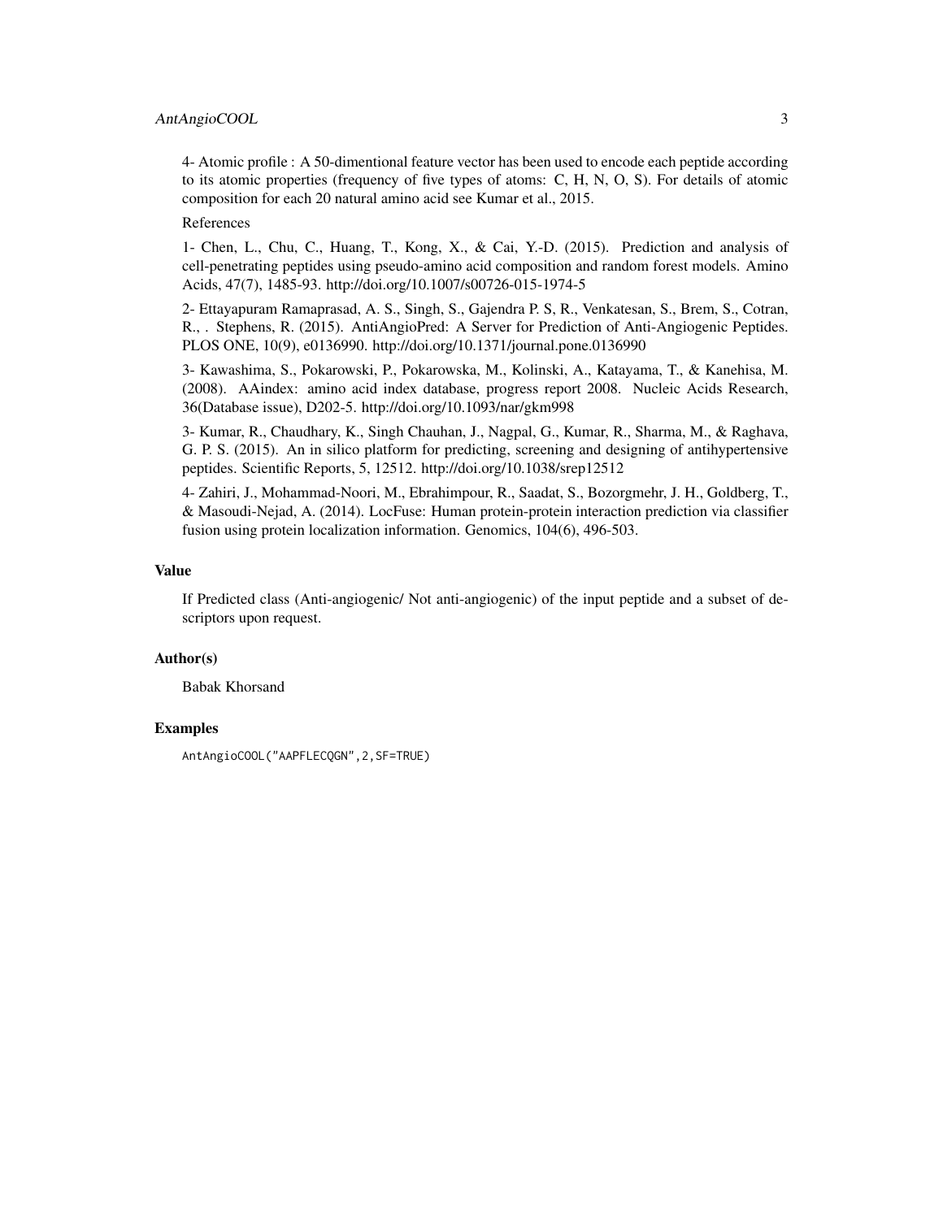4- Atomic profile : A 50-dimentional feature vector has been used to encode each peptide according to its atomic properties (frequency of five types of atoms: C, H, N, O, S). For details of atomic composition for each 20 natural amino acid see Kumar et al., 2015.

References

1- Chen, L., Chu, C., Huang, T., Kong, X., & Cai, Y.-D. (2015). Prediction and analysis of cell-penetrating peptides using pseudo-amino acid composition and random forest models. Amino Acids, 47(7), 1485-93. http://doi.org/10.1007/s00726-015-1974-5

2- Ettayapuram Ramaprasad, A. S., Singh, S., Gajendra P. S, R., Venkatesan, S., Brem, S., Cotran, R., . Stephens, R. (2015). AntiAngioPred: A Server for Prediction of Anti-Angiogenic Peptides. PLOS ONE, 10(9), e0136990. http://doi.org/10.1371/journal.pone.0136990

3- Kawashima, S., Pokarowski, P., Pokarowska, M., Kolinski, A., Katayama, T., & Kanehisa, M. (2008). AAindex: amino acid index database, progress report 2008. Nucleic Acids Research, 36(Database issue), D202-5. http://doi.org/10.1093/nar/gkm998

3- Kumar, R., Chaudhary, K., Singh Chauhan, J., Nagpal, G., Kumar, R., Sharma, M., & Raghava, G. P. S. (2015). An in silico platform for predicting, screening and designing of antihypertensive peptides. Scientific Reports, 5, 12512. http://doi.org/10.1038/srep12512

4- Zahiri, J., Mohammad-Noori, M., Ebrahimpour, R., Saadat, S., Bozorgmehr, J. H., Goldberg, T., & Masoudi-Nejad, A. (2014). LocFuse: Human protein-protein interaction prediction via classifier fusion using protein localization information. Genomics, 104(6), 496-503.

## Value

If Predicted class (Anti-angiogenic/ Not anti-angiogenic) of the input peptide and a subset of descriptors upon request.

## Author(s)

Babak Khorsand

## Examples

```
AntAngioCOOL("AAPFLECQGN",2,SF=TRUE)
```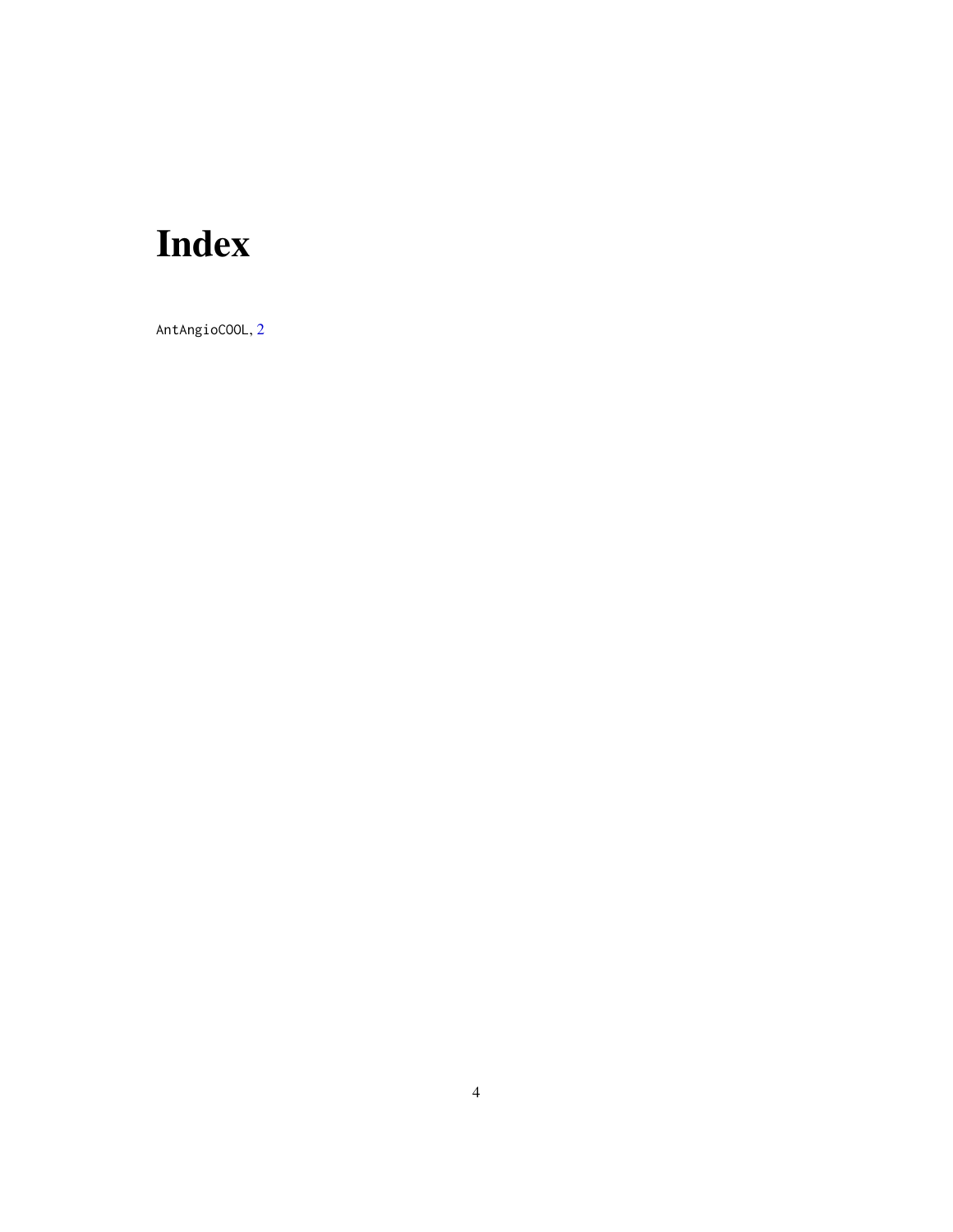# Index

AntAngioCOOL, 2